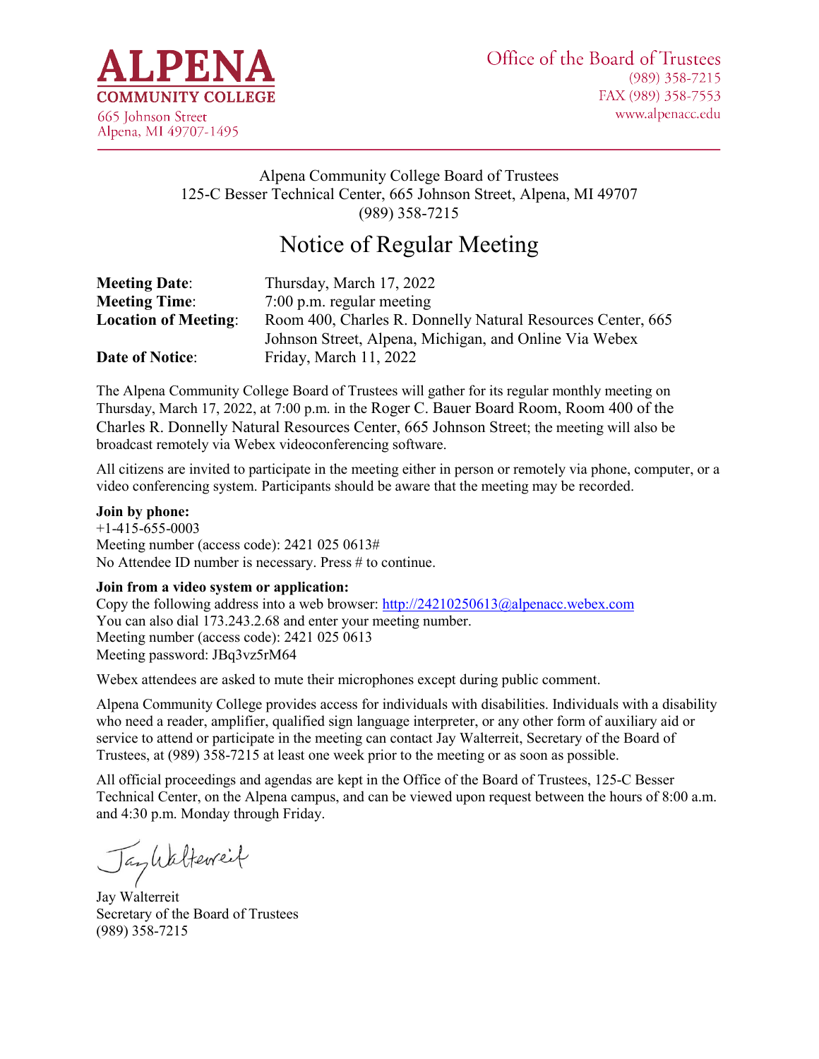**ALPENA COMMUNITY COLLEGE**
665 Johnson Street
Alpena, MI 49707-1495

Office of the Board of Trustees
(989) 358-7215
FAX (989) 358-7553
www.alpenacc.edu

Alpena Community College Board of Trustees
125-C Besser Technical Center, 665 Johnson Street, Alpena, MI 49707
(989) 358-7215

# Notice of Regular Meeting

**Meeting Date**: Thursday, March 17, 2022
**Meeting Time**: 7:00 p.m. regular meeting
**Location of Meeting**: Room 400, Charles R. Donnelly Natural Resources Center, 665 Johnson Street, Alpena, Michigan, and Online Via Webex
**Date of Notice**: Friday, March 11, 2022

The Alpena Community College Board of Trustees will gather for its regular monthly meeting on Thursday, March 17, 2022, at 7:00 p.m. in the Roger C. Bauer Board Room, Room 400 of the Charles R. Donnelly Natural Resources Center, 665 Johnson Street; the meeting will also be broadcast remotely via Webex videoconferencing software.

All citizens are invited to participate in the meeting either in person or remotely via phone, computer, or a video conferencing system. Participants should be aware that the meeting may be recorded.

**Join by phone:**
+1-415-655-0003
Meeting number (access code): 2421 025 0613#
No Attendee ID number is necessary. Press # to continue.

**Join from a video system or application:**
Copy the following address into a web browser: http://24210250613@alpenacc.webex.com
You can also dial 173.243.2.68 and enter your meeting number.
Meeting number (access code): 2421 025 0613
Meeting password: JBq3vz5rM64

Webex attendees are asked to mute their microphones except during public comment.

Alpena Community College provides access for individuals with disabilities. Individuals with a disability who need a reader, amplifier, qualified sign language interpreter, or any other form of auxiliary aid or service to attend or participate in the meeting can contact Jay Walterreit, Secretary of the Board of Trustees, at (989) 358-7215 at least one week prior to the meeting or as soon as possible.

All official proceedings and agendas are kept in the Office of the Board of Trustees, 125-C Besser Technical Center, on the Alpena campus, and can be viewed upon request between the hours of 8:00 a.m. and 4:30 p.m. Monday through Friday.

Jay Walterreit
Secretary of the Board of Trustees
(989) 358-7215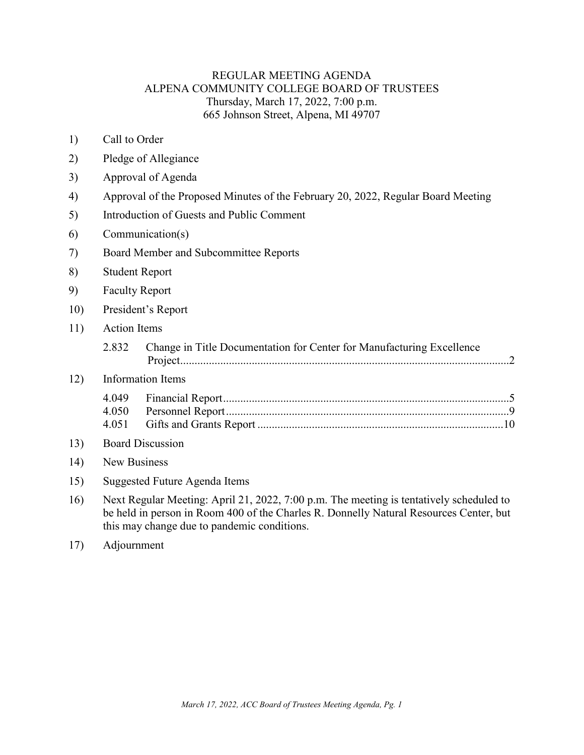# REGULAR MEETING AGENDA
## ALPENA COMMUNITY COLLEGE BOARD OF TRUSTEES
Thursday, March 17, 2022, 7:00 p.m.
665 Johnson Street, Alpena, MI 49707

1) Call to Order
2) Pledge of Allegiance
3) Approval of Agenda
4) Approval of the Proposed Minutes of the February 20, 2022, Regular Board Meeting
5) Introduction of Guests and Public Comment
6) Communication(s)
7) Board Member and Subcommittee Reports
8) Student Report
9) Faculty Report
10) President's Report
11) Action Items
    - 2.832 Change in Title Documentation for Center for Manufacturing Excellence Project....................2
12) Information Items
    - 4.049 Financial Report....................5
    - 4.050 Personnel Report....................9
    - 4.051 Gifts and Grants Report....................10
13) Board Discussion
14) New Business
15) Suggested Future Agenda Items
16) Next Regular Meeting: April 21, 2022, 7:00 p.m. The meeting is tentatively scheduled to be held in person in Room 400 of the Charles R. Donnelly Natural Resources Center, but this may change due to pandemic conditions.
17) Adjournment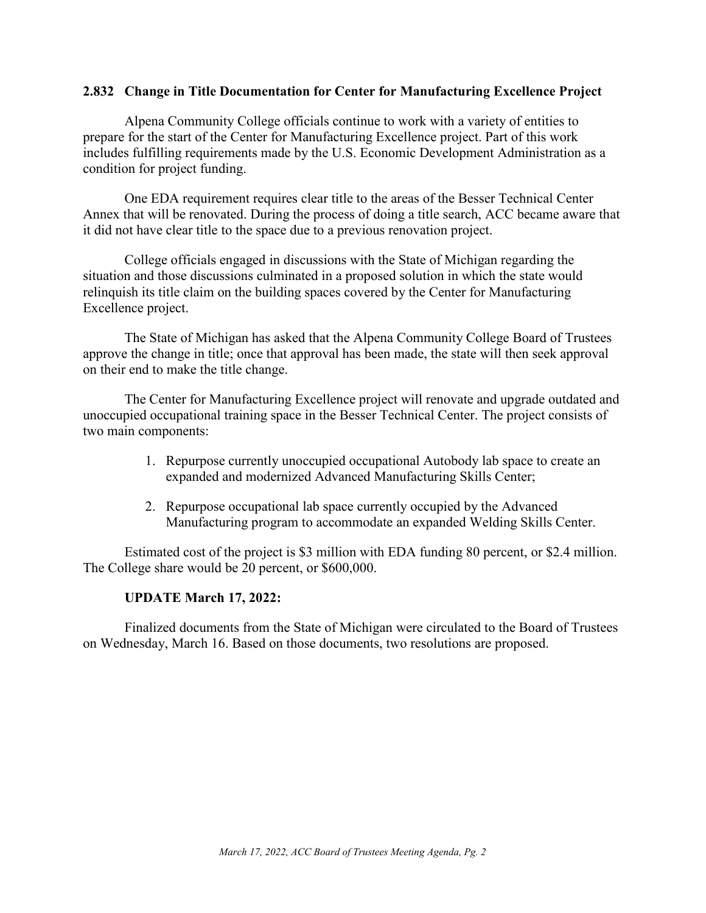### 2.832 Change in Title Documentation for Center for Manufacturing Excellence Project

Alpena Community College officials continue to work with a variety of entities to prepare for the start of the Center for Manufacturing Excellence project. Part of this work includes fulfilling requirements made by the U.S. Economic Development Administration as a condition for project funding.

One EDA requirement requires clear title to the areas of the Besser Technical Center Annex that will be renovated. During the process of doing a title search, ACC became aware that it did not have clear title to the space due to a previous renovation project.

College officials engaged in discussions with the State of Michigan regarding the situation and those discussions culminated in a proposed solution in which the state would relinquish its title claim on the building spaces covered by the Center for Manufacturing Excellence project.

The State of Michigan has asked that the Alpena Community College Board of Trustees approve the change in title; once that approval has been made, the state will then seek approval on their end to make the title change.

The Center for Manufacturing Excellence project will renovate and upgrade outdated and unoccupied occupational training space in the Besser Technical Center. The project consists of two main components:

1. Repurpose currently unoccupied occupational Autobody lab space to create an expanded and modernized Advanced Manufacturing Skills Center;
2. Repurpose occupational lab space currently occupied by the Advanced Manufacturing program to accommodate an expanded Welding Skills Center.

Estimated cost of the project is $3 million with EDA funding 80 percent, or $2.4 million. The College share would be 20 percent, or $600,000.

**UPDATE March 17, 2022:**

Finalized documents from the State of Michigan were circulated to the Board of Trustees on Wednesday, March 16. Based on those documents, two resolutions are proposed.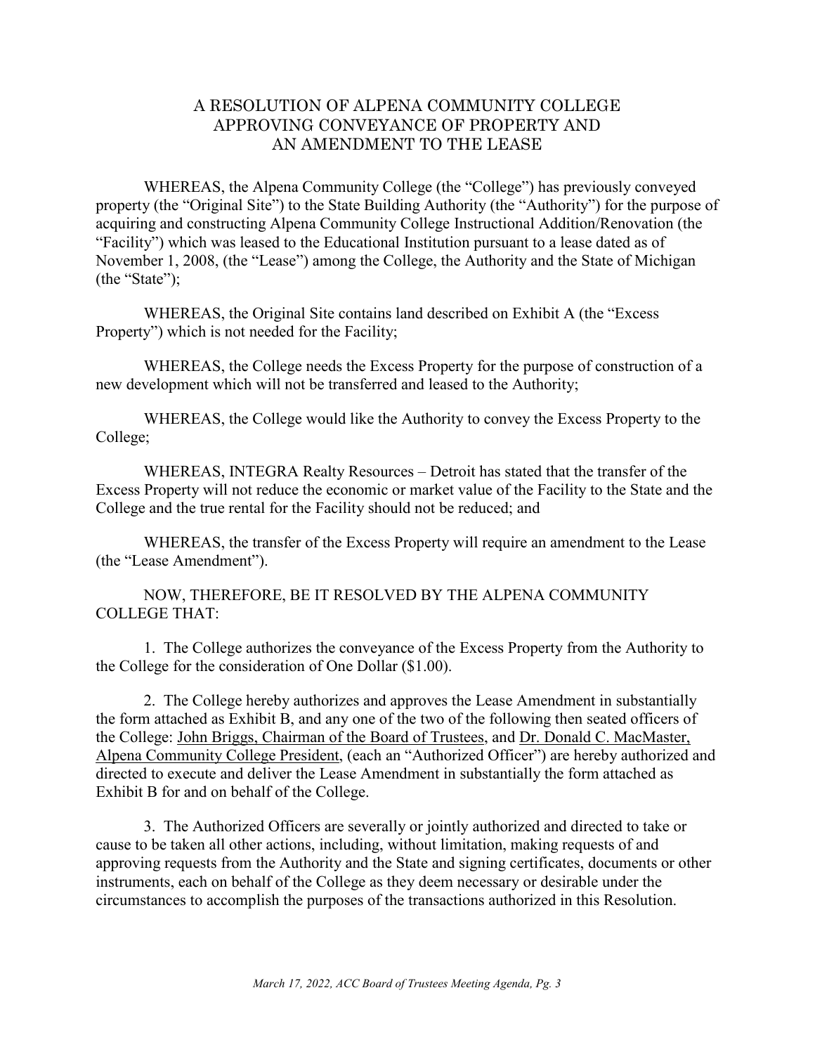# A RESOLUTION OF ALPENA COMMUNITY COLLEGE APPROVING CONVEYANCE OF PROPERTY AND AN AMENDMENT TO THE LEASE

WHEREAS, the Alpena Community College (the "College") has previously conveyed property (the "Original Site") to the State Building Authority (the "Authority") for the purpose of acquiring and constructing Alpena Community College Instructional Addition/Renovation (the "Facility") which was leased to the Educational Institution pursuant to a lease dated as of November 1, 2008, (the "Lease") among the College, the Authority and the State of Michigan (the "State");

WHEREAS, the Original Site contains land described on Exhibit A (the "Excess Property") which is not needed for the Facility;

WHEREAS, the College needs the Excess Property for the purpose of construction of a new development which will not be transferred and leased to the Authority;

WHEREAS, the College would like the Authority to convey the Excess Property to the College;

WHEREAS, INTEGRA Realty Resources – Detroit has stated that the transfer of the Excess Property will not reduce the economic or market value of the Facility to the State and the College and the true rental for the Facility should not be reduced; and

WHEREAS, the transfer of the Excess Property will require an amendment to the Lease (the "Lease Amendment").

NOW, THEREFORE, BE IT RESOLVED BY THE ALPENA COMMUNITY COLLEGE THAT:

1. The College authorizes the conveyance of the Excess Property from the Authority to the College for the consideration of One Dollar ($1.00).

2. The College hereby authorizes and approves the Lease Amendment in substantially the form attached as Exhibit B, and any one of the two of the following then seated officers of the College: John Briggs, Chairman of the Board of Trustees, and Dr. Donald C. MacMaster, Alpena Community College President, (each an "Authorized Officer") are hereby authorized and directed to execute and deliver the Lease Amendment in substantially the form attached as Exhibit B for and on behalf of the College.

3. The Authorized Officers are severally or jointly authorized and directed to take or cause to be taken all other actions, including, without limitation, making requests of and approving requests from the Authority and the State and signing certificates, documents or other instruments, each on behalf of the College as they deem necessary or desirable under the circumstances to accomplish the purposes of the transactions authorized in this Resolution.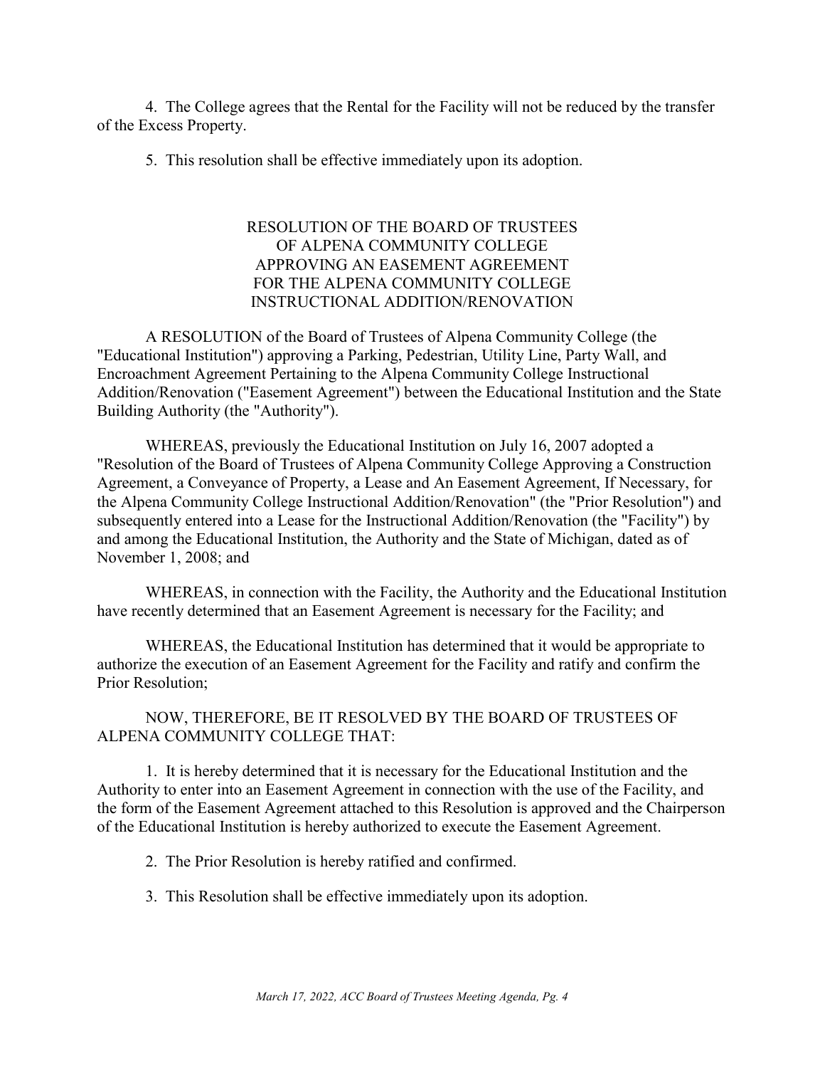4. The College agrees that the Rental for the Facility will not be reduced by the transfer of the Excess Property.

5. This resolution shall be effective immediately upon its adoption.

## RESOLUTION OF THE BOARD OF TRUSTEES OF ALPENA COMMUNITY COLLEGE APPROVING AN EASEMENT AGREEMENT FOR THE ALPENA COMMUNITY COLLEGE INSTRUCTIONAL ADDITION/RENOVATION

A RESOLUTION of the Board of Trustees of Alpena Community College (the "Educational Institution") approving a Parking, Pedestrian, Utility Line, Party Wall, and Encroachment Agreement Pertaining to the Alpena Community College Instructional Addition/Renovation ("Easement Agreement") between the Educational Institution and the State Building Authority (the "Authority").

WHEREAS, previously the Educational Institution on July 16, 2007 adopted a "Resolution of the Board of Trustees of Alpena Community College Approving a Construction Agreement, a Conveyance of Property, a Lease and An Easement Agreement, If Necessary, for the Alpena Community College Instructional Addition/Renovation" (the "Prior Resolution") and subsequently entered into a Lease for the Instructional Addition/Renovation (the "Facility") by and among the Educational Institution, the Authority and the State of Michigan, dated as of November 1, 2008; and

WHEREAS, in connection with the Facility, the Authority and the Educational Institution have recently determined that an Easement Agreement is necessary for the Facility; and

WHEREAS, the Educational Institution has determined that it would be appropriate to authorize the execution of an Easement Agreement for the Facility and ratify and confirm the Prior Resolution;

NOW, THEREFORE, BE IT RESOLVED BY THE BOARD OF TRUSTEES OF ALPENA COMMUNITY COLLEGE THAT:

1. It is hereby determined that it is necessary for the Educational Institution and the Authority to enter into an Easement Agreement in connection with the use of the Facility, and the form of the Easement Agreement attached to this Resolution is approved and the Chairperson of the Educational Institution is hereby authorized to execute the Easement Agreement.

2. The Prior Resolution is hereby ratified and confirmed.

3. This Resolution shall be effective immediately upon its adoption.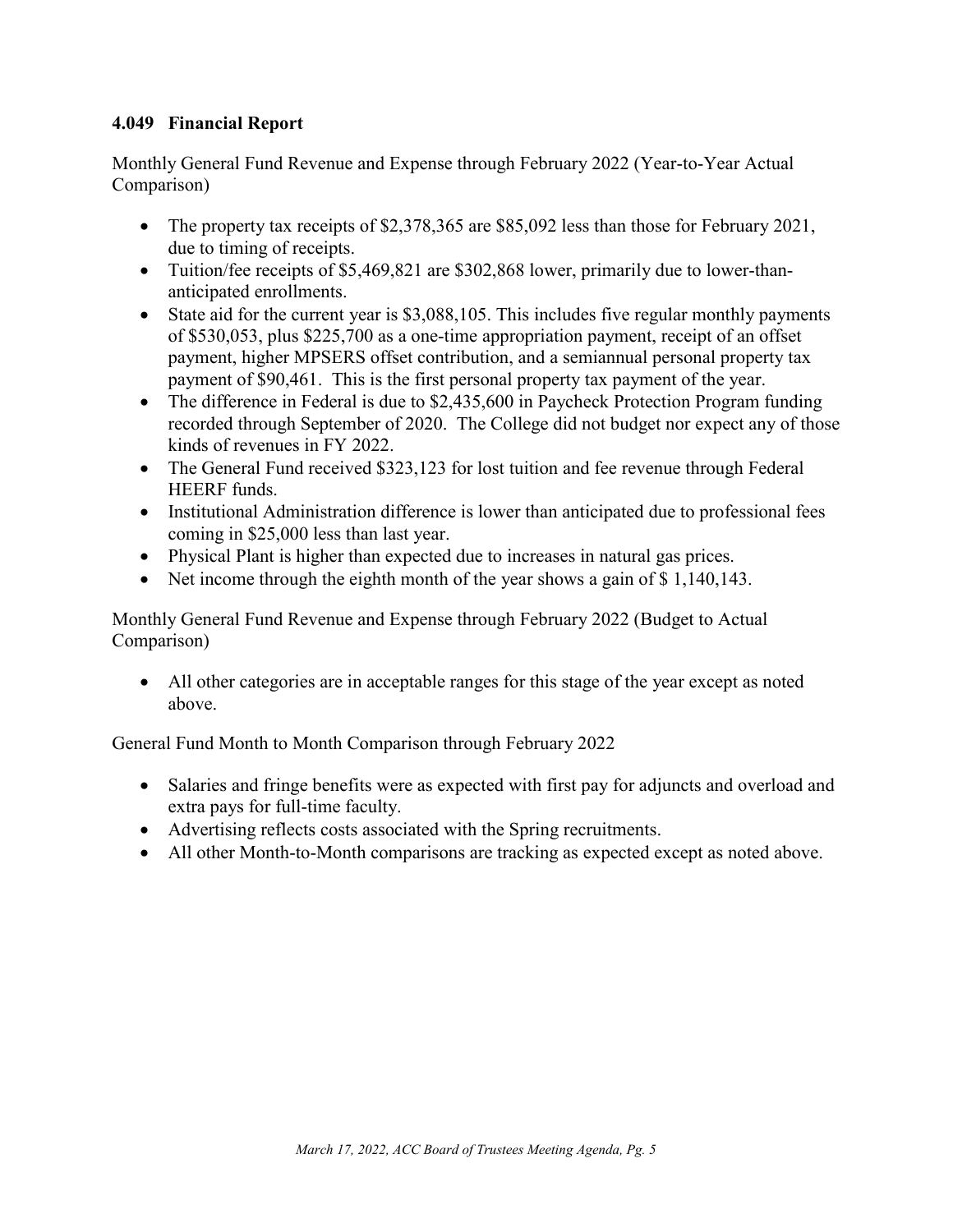### 4.049 Financial Report

Monthly General Fund Revenue and Expense through February 2022 (Year-to-Year Actual Comparison)

- The property tax receipts of $2,378,365 are $85,092 less than those for February 2021, due to timing of receipts.
- Tuition/fee receipts of $5,469,821 are $302,868 lower, primarily due to lower-than-anticipated enrollments.
- State aid for the current year is $3,088,105. This includes five regular monthly payments of $530,053, plus $225,700 as a one-time appropriation payment, receipt of an offset payment, higher MPSERS offset contribution, and a semiannual personal property tax payment of $90,461. This is the first personal property tax payment of the year.
- The difference in Federal is due to $2,435,600 in Paycheck Protection Program funding recorded through September of 2020. The College did not budget nor expect any of those kinds of revenues in FY 2022.
- The General Fund received $323,123 for lost tuition and fee revenue through Federal HEERF funds.
- Institutional Administration difference is lower than anticipated due to professional fees coming in $25,000 less than last year.
- Physical Plant is higher than expected due to increases in natural gas prices.
- Net income through the eighth month of the year shows a gain of $ 1,140,143.

Monthly General Fund Revenue and Expense through February 2022 (Budget to Actual Comparison)

- All other categories are in acceptable ranges for this stage of the year except as noted above.

General Fund Month to Month Comparison through February 2022

- Salaries and fringe benefits were as expected with first pay for adjuncts and overload and extra pays for full-time faculty.
- Advertising reflects costs associated with the Spring recruitments.
- All other Month-to-Month comparisons are tracking as expected except as noted above.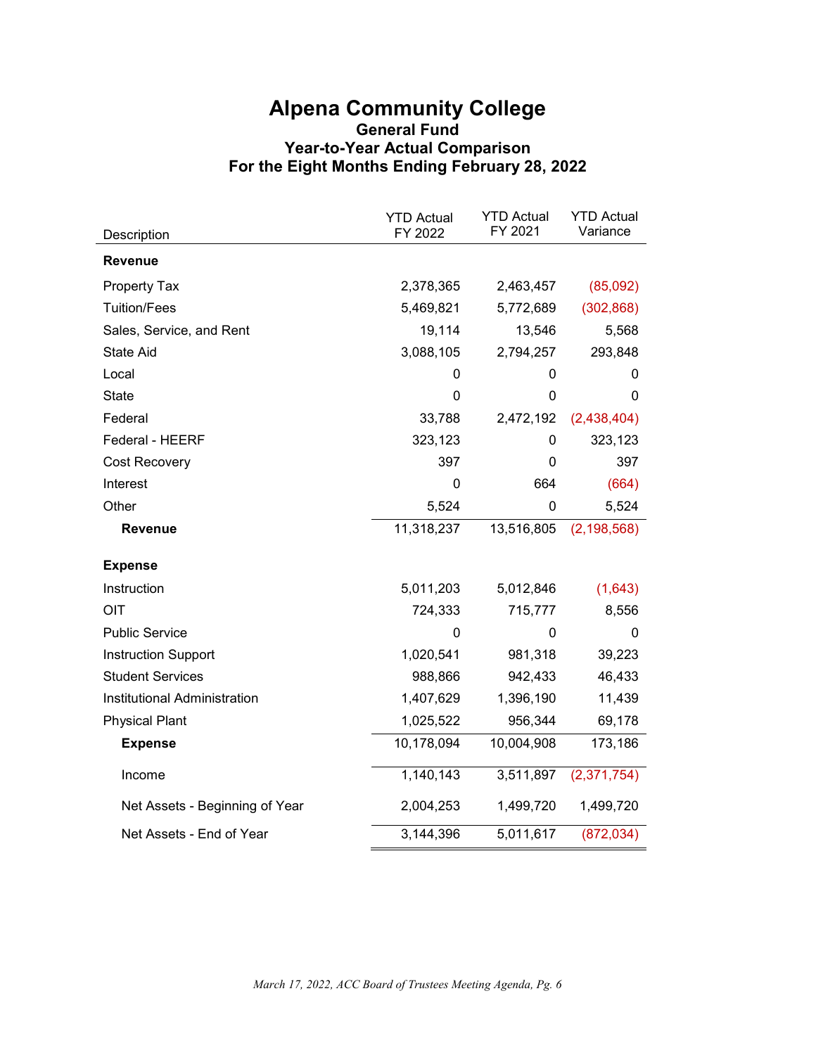# Alpena Community College

## General Fund
## Year-to-Year Actual Comparison
## For the Eight Months Ending February 28, 2022

| Description | YTD Actual FY 2022 | YTD Actual FY 2021 | YTD Actual Variance |
|---|---|---|---|
| **Revenue** | | | |
| Property Tax | 2,378,365 | 2,463,457 | (85,092) |
| Tuition/Fees | 5,469,821 | 5,772,689 | (302,868) |
| Sales, Service, and Rent | 19,114 | 13,546 | 5,568 |
| State Aid | 3,088,105 | 2,794,257 | 293,848 |
| Local | 0 | 0 | 0 |
| State | 0 | 0 | 0 |
| Federal | 33,788 | 2,472,192 | (2,438,404) |
| Federal - HEERF | 323,123 | 0 | 323,123 |
| Cost Recovery | 397 | 0 | 397 |
| Interest | 0 | 664 | (664) |
| Other | 5,524 | 0 | 5,524 |
| **Revenue** | 11,318,237 | 13,516,805 | (2,198,568) |
| **Expense** | | | |
| Instruction | 5,011,203 | 5,012,846 | (1,643) |
| OIT | 724,333 | 715,777 | 8,556 |
| Public Service | 0 | 0 | 0 |
| Instruction Support | 1,020,541 | 981,318 | 39,223 |
| Student Services | 988,866 | 942,433 | 46,433 |
| Institutional Administration | 1,407,629 | 1,396,190 | 11,439 |
| Physical Plant | 1,025,522 | 956,344 | 69,178 |
| **Expense** | 10,178,094 | 10,004,908 | 173,186 |
| Income | 1,140,143 | 3,511,897 | (2,371,754) |
| Net Assets - Beginning of Year | 2,004,253 | 1,499,720 | 1,499,720 |
| Net Assets - End of Year | 3,144,396 | 5,011,617 | (872,034) |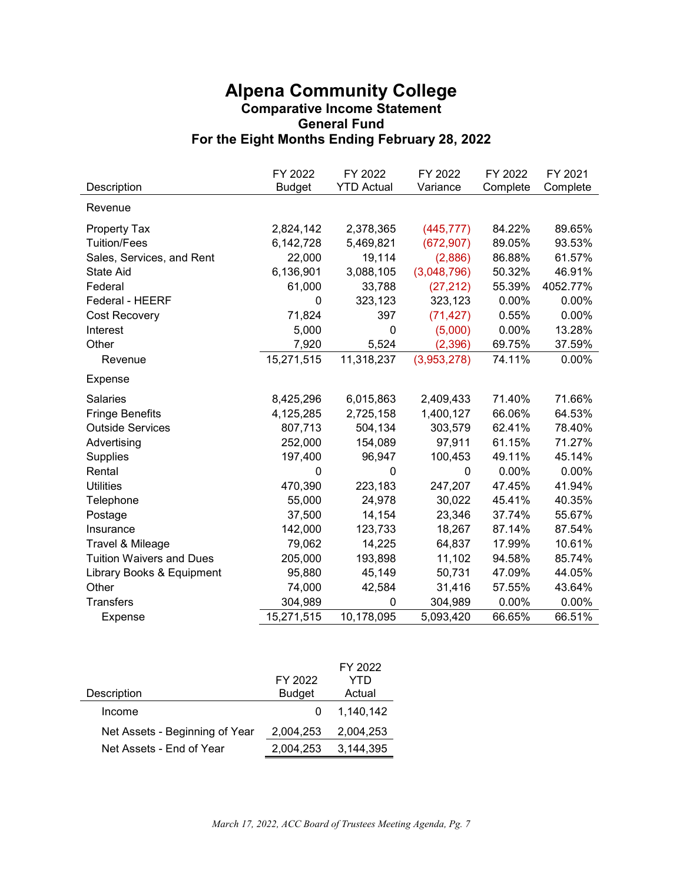# Alpena Community College

## Comparative Income Statement

## General Fund

## For the Eight Months Ending February 28, 2022

| Description | FY 2022 Budget | FY 2022 YTD Actual | FY 2022 Variance | FY 2022 Complete | FY 2021 Complete |
|---|---|---|---|---|---|
| **Revenue** | | | | | |
| Property Tax | 2,824,142 | 2,378,365 | (445,777) | 84.22% | 89.65% |
| Tuition/Fees | 6,142,728 | 5,469,821 | (672,907) | 89.05% | 93.53% |
| Sales, Services, and Rent | 22,000 | 19,114 | (2,886) | 86.88% | 61.57% |
| State Aid | 6,136,901 | 3,088,105 | (3,048,796) | 50.32% | 46.91% |
| Federal | 61,000 | 33,788 | (27,212) | 55.39% | 4052.77% |
| Federal - HEERF | 0 | 323,123 | 323,123 | 0.00% | 0.00% |
| Cost Recovery | 71,824 | 397 | (71,427) | 0.55% | 0.00% |
| Interest | 5,000 | 0 | (5,000) | 0.00% | 13.28% |
| Other | 7,920 | 5,524 | (2,396) | 69.75% | 37.59% |
| Revenue | 15,271,515 | 11,318,237 | (3,953,278) | 74.11% | 0.00% |
| **Expense** | | | | | |
| Salaries | 8,425,296 | 6,015,863 | 2,409,433 | 71.40% | 71.66% |
| Fringe Benefits | 4,125,285 | 2,725,158 | 1,400,127 | 66.06% | 64.53% |
| Outside Services | 807,713 | 504,134 | 303,579 | 62.41% | 78.40% |
| Advertising | 252,000 | 154,089 | 97,911 | 61.15% | 71.27% |
| Supplies | 197,400 | 96,947 | 100,453 | 49.11% | 45.14% |
| Rental | 0 | 0 | 0 | 0.00% | 0.00% |
| Utilities | 470,390 | 223,183 | 247,207 | 47.45% | 41.94% |
| Telephone | 55,000 | 24,978 | 30,022 | 45.41% | 40.35% |
| Postage | 37,500 | 14,154 | 23,346 | 37.74% | 55.67% |
| Insurance | 142,000 | 123,733 | 18,267 | 87.14% | 87.54% |
| Travel & Mileage | 79,062 | 14,225 | 64,837 | 17.99% | 10.61% |
| Tuition Waivers and Dues | 205,000 | 193,898 | 11,102 | 94.58% | 85.74% |
| Library Books & Equipment | 95,880 | 45,149 | 50,731 | 47.09% | 44.05% |
| Other | 74,000 | 42,584 | 31,416 | 57.55% | 43.64% |
| Transfers | 304,989 | 0 | 304,989 | 0.00% | 0.00% |
| Expense | 15,271,515 | 10,178,095 | 5,093,420 | 66.65% | 66.51% |

| Description | FY 2022 Budget | FY 2022 YTD Actual |
|---|---|---|
| Income | 0 | 1,140,142 |
| Net Assets - Beginning of Year | 2,004,253 | 2,004,253 |
| Net Assets - End of Year | 2,004,253 | 3,144,395 |

*March 17, 2022, ACC Board of Trustees Meeting Agenda, Pg. 7*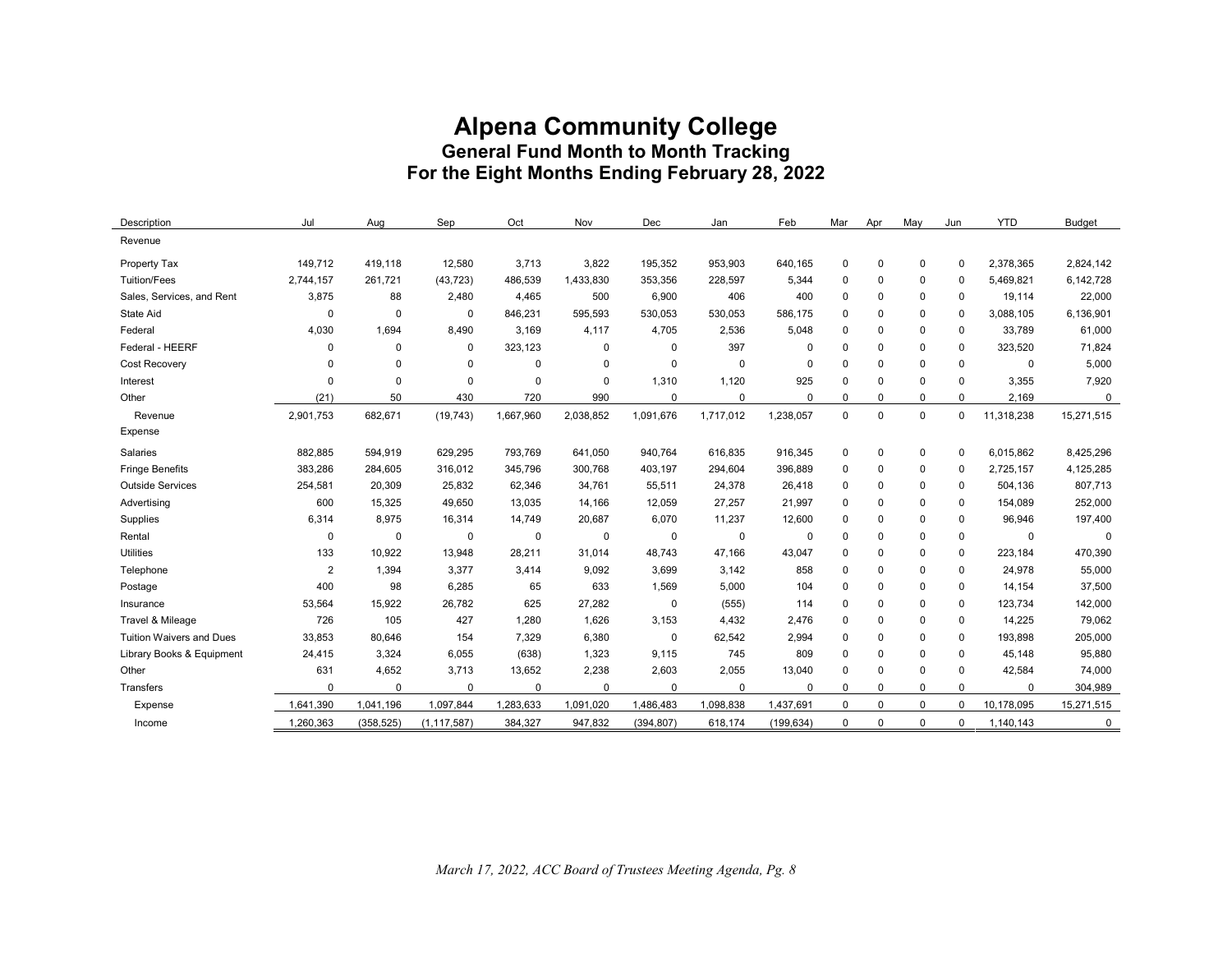# Alpena Community College

## General Fund Month to Month Tracking

## For the Eight Months Ending February 28, 2022

| Description | Jul | Aug | Sep | Oct | Nov | Dec | Jan | Feb | Mar | Apr | May | Jun | YTD | Budget |
|---|---|---|---|---|---|---|---|---|---|---|---|---|---|---|
| Revenue | | | | | | | | | | | | | | |
| Property Tax | 149,712 | 419,118 | 12,580 | 3,713 | 3,822 | 195,352 | 953,903 | 640,165 | 0 | 0 | 0 | 0 | 2,378,365 | 2,824,142 |
| Tuition/Fees | 2,744,157 | 261,721 | (43,723) | 486,539 | 1,433,830 | 353,356 | 228,597 | 5,344 | 0 | 0 | 0 | 0 | 5,469,821 | 6,142,728 |
| Sales, Services, and Rent | 3,875 | 88 | 2,480 | 4,465 | 500 | 6,900 | 406 | 400 | 0 | 0 | 0 | 0 | 19,114 | 22,000 |
| State Aid | 0 | 0 | 0 | 846,231 | 595,593 | 530,053 | 530,053 | 586,175 | 0 | 0 | 0 | 0 | 3,088,105 | 6,136,901 |
| Federal | 4,030 | 1,694 | 8,490 | 3,169 | 4,117 | 4,705 | 2,536 | 5,048 | 0 | 0 | 0 | 0 | 33,789 | 61,000 |
| Federal - HEERF | 0 | 0 | 0 | 323,123 | 0 | 0 | 397 | 0 | 0 | 0 | 0 | 0 | 323,520 | 71,824 |
| Cost Recovery | 0 | 0 | 0 | 0 | 0 | 0 | 0 | 0 | 0 | 0 | 0 | 0 | 0 | 5,000 |
| Interest | 0 | 0 | 0 | 0 | 0 | 1,310 | 1,120 | 925 | 0 | 0 | 0 | 0 | 3,355 | 7,920 |
| Other | (21) | 50 | 430 | 720 | 990 | 0 | 0 | 0 | 0 | 0 | 0 | 0 | 2,169 | 0 |
| Revenue | 2,901,753 | 682,671 | (19,743) | 1,667,960 | 2,038,852 | 1,091,676 | 1,717,012 | 1,238,057 | 0 | 0 | 0 | 0 | 11,318,238 | 15,271,515 |
| Expense | | | | | | | | | | | | | | |
| Salaries | 882,885 | 594,919 | 629,295 | 793,769 | 641,050 | 940,764 | 616,835 | 916,345 | 0 | 0 | 0 | 0 | 6,015,862 | 8,425,296 |
| Fringe Benefits | 383,286 | 284,605 | 316,012 | 345,796 | 300,768 | 403,197 | 294,604 | 396,889 | 0 | 0 | 0 | 0 | 2,725,157 | 4,125,285 |
| Outside Services | 254,581 | 20,309 | 25,832 | 62,346 | 34,761 | 55,511 | 24,378 | 26,418 | 0 | 0 | 0 | 0 | 504,136 | 807,713 |
| Advertising | 600 | 15,325 | 49,650 | 13,035 | 14,166 | 12,059 | 27,257 | 21,997 | 0 | 0 | 0 | 0 | 154,089 | 252,000 |
| Supplies | 6,314 | 8,975 | 16,314 | 14,749 | 20,687 | 6,070 | 11,237 | 12,600 | 0 | 0 | 0 | 0 | 96,946 | 197,400 |
| Rental | 0 | 0 | 0 | 0 | 0 | 0 | 0 | 0 | 0 | 0 | 0 | 0 | 0 | 0 |
| Utilities | 133 | 10,922 | 13,948 | 28,211 | 31,014 | 48,743 | 47,166 | 43,047 | 0 | 0 | 0 | 0 | 223,184 | 470,390 |
| Telephone | 2 | 1,394 | 3,377 | 3,414 | 9,092 | 3,699 | 3,142 | 858 | 0 | 0 | 0 | 0 | 24,978 | 55,000 |
| Postage | 400 | 98 | 6,285 | 65 | 633 | 1,569 | 5,000 | 104 | 0 | 0 | 0 | 0 | 14,154 | 37,500 |
| Insurance | 53,564 | 15,922 | 26,782 | 625 | 27,282 | 0 | (555) | 114 | 0 | 0 | 0 | 0 | 123,734 | 142,000 |
| Travel & Mileage | 726 | 105 | 427 | 1,280 | 1,626 | 3,153 | 4,432 | 2,476 | 0 | 0 | 0 | 0 | 14,225 | 79,062 |
| Tuition Waivers and Dues | 33,853 | 80,646 | 154 | 7,329 | 6,380 | 0 | 62,542 | 2,994 | 0 | 0 | 0 | 0 | 193,898 | 205,000 |
| Library Books & Equipment | 24,415 | 3,324 | 6,055 | (638) | 1,323 | 9,115 | 745 | 809 | 0 | 0 | 0 | 0 | 45,148 | 95,880 |
| Other | 631 | 4,652 | 3,713 | 13,652 | 2,238 | 2,603 | 2,055 | 13,040 | 0 | 0 | 0 | 0 | 42,584 | 74,000 |
| Transfers | 0 | 0 | 0 | 0 | 0 | 0 | 0 | 0 | 0 | 0 | 0 | 0 | 0 | 304,989 |
| Expense | 1,641,390 | 1,041,196 | 1,097,844 | 1,283,633 | 1,091,020 | 1,486,483 | 1,098,838 | 1,437,691 | 0 | 0 | 0 | 0 | 10,178,095 | 15,271,515 |
| Income | 1,260,363 | (358,525) | (1,117,587) | 384,327 | 947,832 | (394,807) | 618,174 | (199,634) | 0 | 0 | 0 | 0 | 1,140,143 | 0 |

*March 17, 2022, ACC Board of Trustees Meeting Agenda, Pg. 8*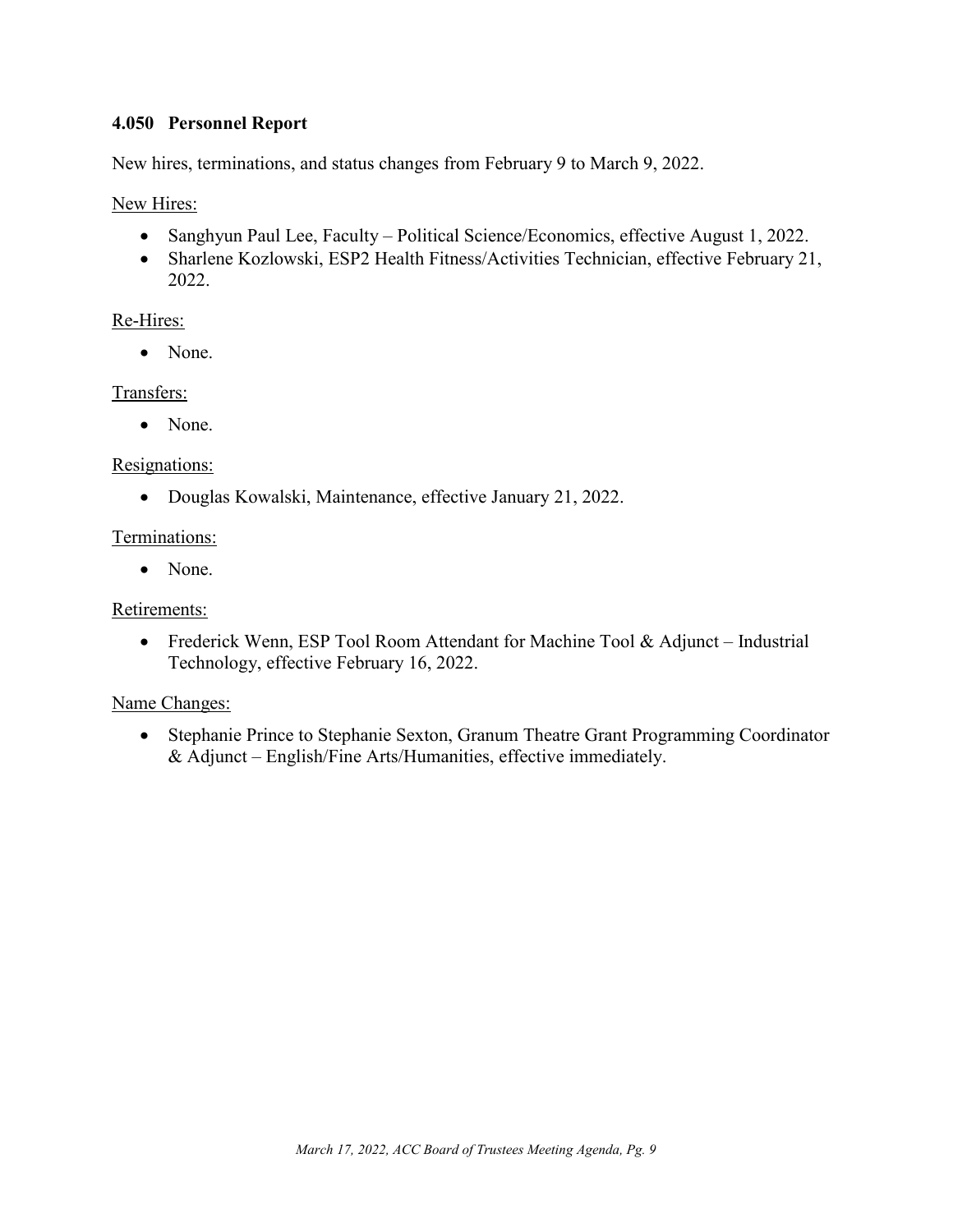### 4.050 Personnel Report

New hires, terminations, and status changes from February 9 to March 9, 2022.

New Hires:

- Sanghyun Paul Lee, Faculty – Political Science/Economics, effective August 1, 2022.
- Sharlene Kozlowski, ESP2 Health Fitness/Activities Technician, effective February 21, 2022.

Re-Hires:

- None.

Transfers:

- None.

Resignations:

- Douglas Kowalski, Maintenance, effective January 21, 2022.

Terminations:

- None.

Retirements:

- Frederick Wenn, ESP Tool Room Attendant for Machine Tool & Adjunct – Industrial Technology, effective February 16, 2022.

Name Changes:

- Stephanie Prince to Stephanie Sexton, Granum Theatre Grant Programming Coordinator & Adjunct – English/Fine Arts/Humanities, effective immediately.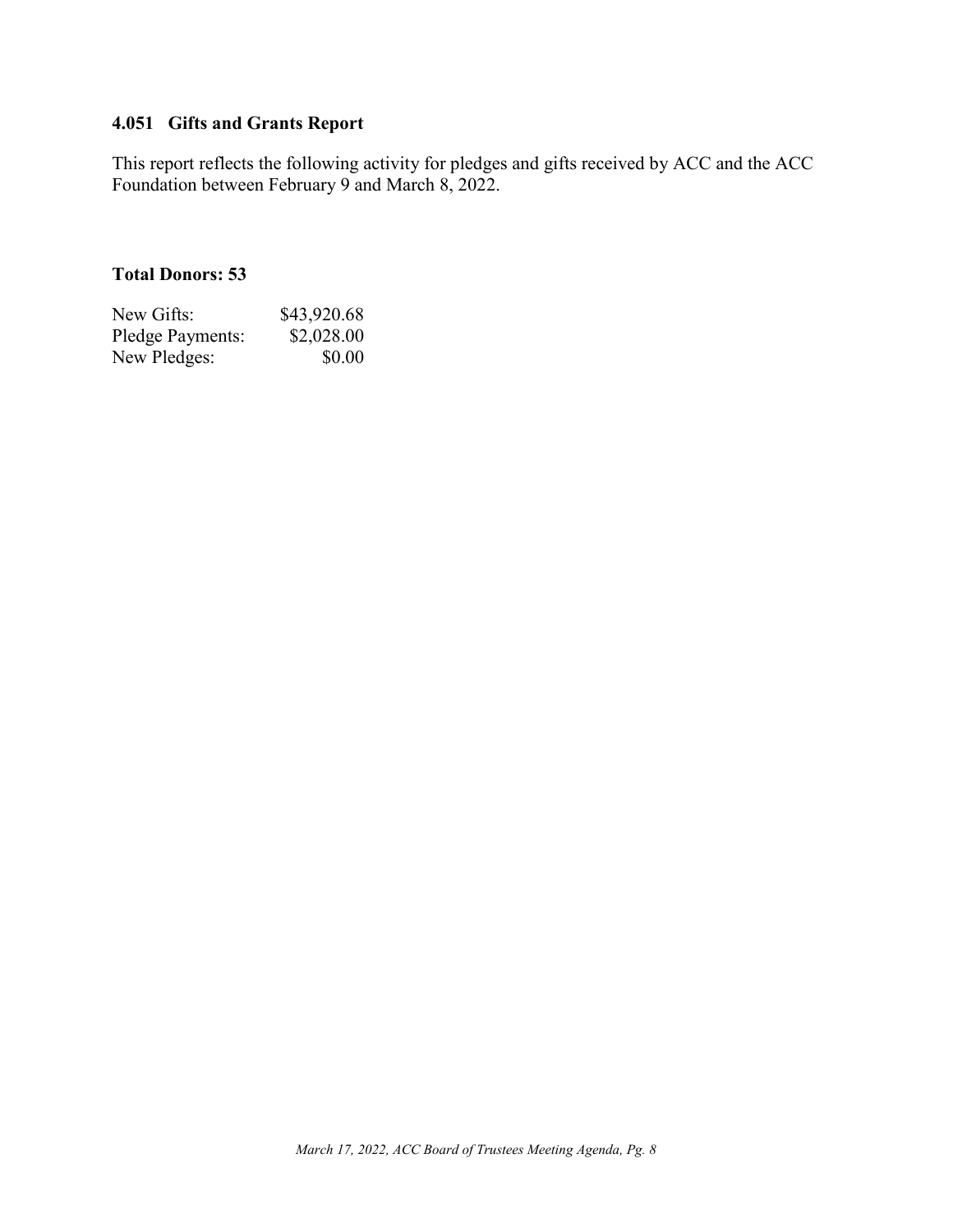### 4.051 Gifts and Grants Report

This report reflects the following activity for pledges and gifts received by ACC and the ACC Foundation between February 9 and March 8, 2022.

**Total Donors: 53**

| | |
|---|---|
| New Gifts: | $43,920.68 |
| Pledge Payments: | $2,028.00 |
| New Pledges: | $0.00 |